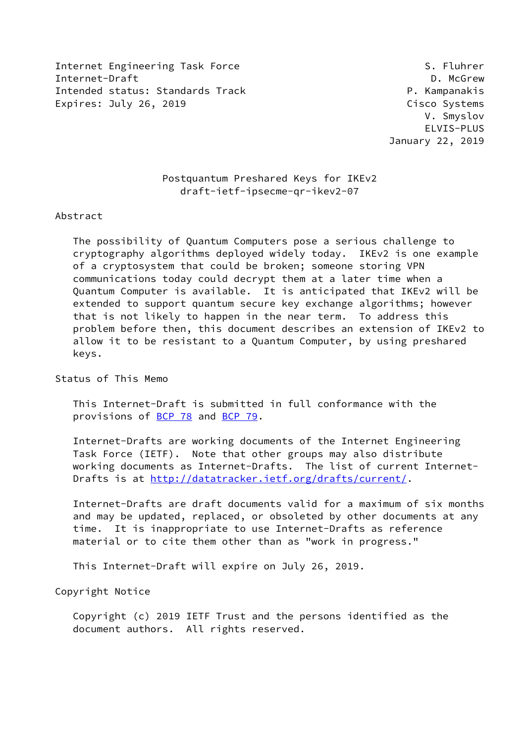Internet Engineering Task Force S. Fluhrer
Internet-Draft D. McGrew
Intended status: Standards Track P. Kampanakis
Expires: July 26, 2019 Cisco Systems
V. Smyslov
ELVIS-PLUS
January 22, 2019

# Postquantum Preshared Keys for IKEv2
draft-ietf-ipsecme-qr-ikev2-07

## Abstract

The possibility of Quantum Computers pose a serious challenge to cryptography algorithms deployed widely today. IKEv2 is one example of a cryptosystem that could be broken; someone storing VPN communications today could decrypt them at a later time when a Quantum Computer is available. It is anticipated that IKEv2 will be extended to support quantum secure key exchange algorithms; however that is not likely to happen in the near term. To address this problem before then, this document describes an extension of IKEv2 to allow it to be resistant to a Quantum Computer, by using preshared keys.

## Status of This Memo

This Internet-Draft is submitted in full conformance with the provisions of BCP 78 and BCP 79.

Internet-Drafts are working documents of the Internet Engineering Task Force (IETF). Note that other groups may also distribute working documents as Internet-Drafts. The list of current Internet-Drafts is at http://datatracker.ietf.org/drafts/current/.

Internet-Drafts are draft documents valid for a maximum of six months and may be updated, replaced, or obsoleted by other documents at any time. It is inappropriate to use Internet-Drafts as reference material or to cite them other than as "work in progress."

This Internet-Draft will expire on July 26, 2019.

## Copyright Notice

Copyright (c) 2019 IETF Trust and the persons identified as the document authors. All rights reserved.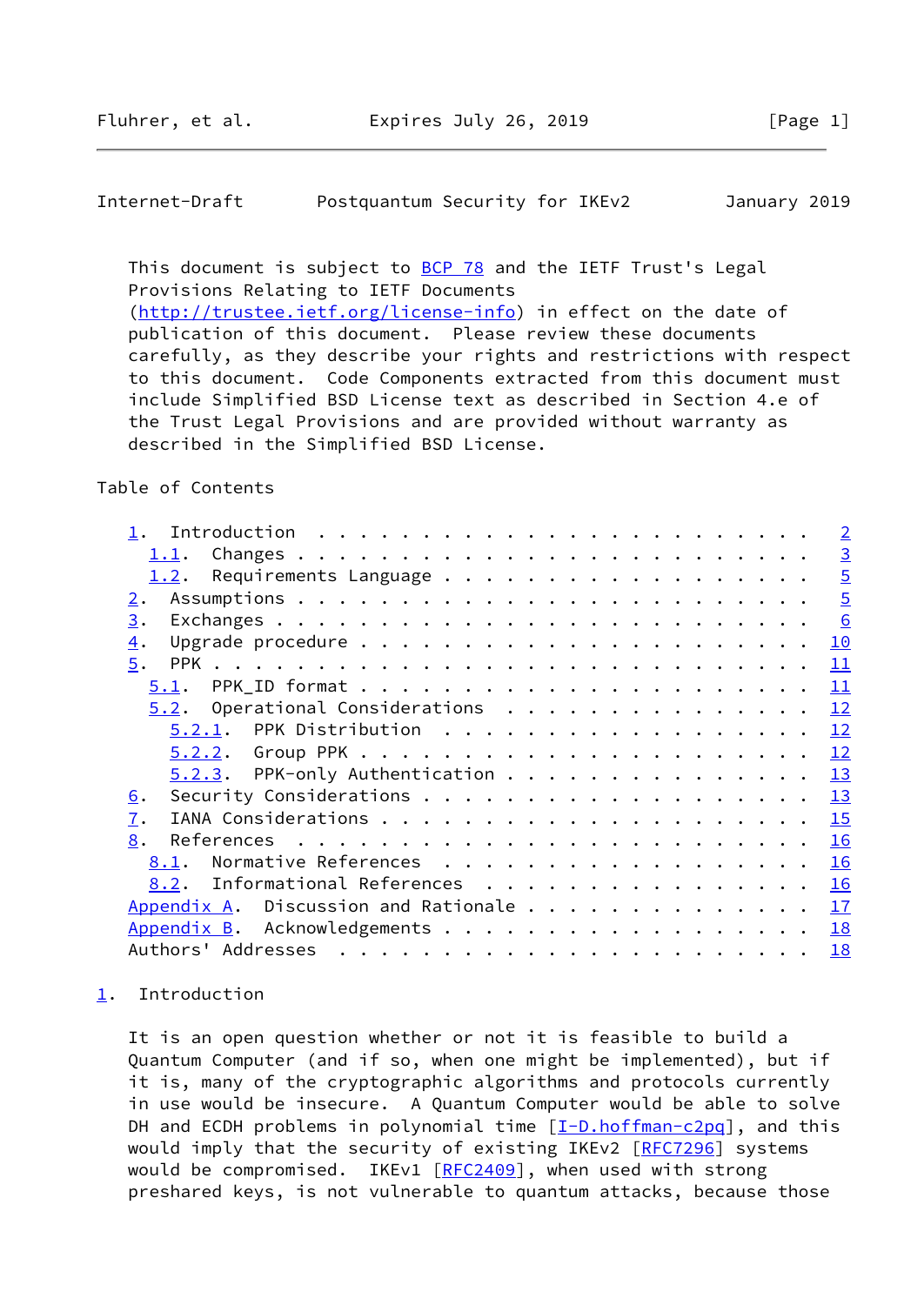This document is subject to BCP 78 and the IETF Trust's Legal Provisions Relating to IETF Documents (http://trustee.ietf.org/license-info) in effect on the date of publication of this document. Please review these documents carefully, as they describe your rights and restrictions with respect to this document. Code Components extracted from this document must include Simplified BSD License text as described in Section 4.e of the Trust Legal Provisions and are provided without warranty as described in the Simplified BSD License.

Table of Contents

- 1. Introduction . . . . . . . . . . . . . . . . . . . . . . . . 2
  - 1.1. Changes . . . . . . . . . . . . . . . . . . . . . . . . 3
  - 1.2. Requirements Language . . . . . . . . . . . . . . . . . 5
- 2. Assumptions . . . . . . . . . . . . . . . . . . . . . . . . 5
- 3. Exchanges . . . . . . . . . . . . . . . . . . . . . . . . . 6
- 4. Upgrade procedure . . . . . . . . . . . . . . . . . . . . . 10
- 5. PPK . . . . . . . . . . . . . . . . . . . . . . . . . . . . 11
  - 5.1. PPK_ID format . . . . . . . . . . . . . . . . . . . . . 11
  - 5.2. Operational Considerations . . . . . . . . . . . . . . 12
    - 5.2.1. PPK Distribution . . . . . . . . . . . . . . . . . 12
    - 5.2.2. Group PPK . . . . . . . . . . . . . . . . . . . . . 12
    - 5.2.3. PPK-only Authentication . . . . . . . . . . . . . . 13
- 6. Security Considerations . . . . . . . . . . . . . . . . . . 13
- 7. IANA Considerations . . . . . . . . . . . . . . . . . . . . 15
- 8. References . . . . . . . . . . . . . . . . . . . . . . . . 16
  - 8.1. Normative References . . . . . . . . . . . . . . . . . 16
  - 8.2. Informational References . . . . . . . . . . . . . . . 16
- Appendix A. Discussion and Rationale . . . . . . . . . . . . . 17
- Appendix B. Acknowledgements . . . . . . . . . . . . . . . . . 18
- Authors' Addresses . . . . . . . . . . . . . . . . . . . . . . 18

## 1. Introduction

It is an open question whether or not it is feasible to build a Quantum Computer (and if so, when one might be implemented), but if it is, many of the cryptographic algorithms and protocols currently in use would be insecure. A Quantum Computer would be able to solve DH and ECDH problems in polynomial time [I-D.hoffman-c2pq], and this would imply that the security of existing IKEv2 [RFC7296] systems would be compromised. IKEv1 [RFC2409], when used with strong preshared keys, is not vulnerable to quantum attacks, because those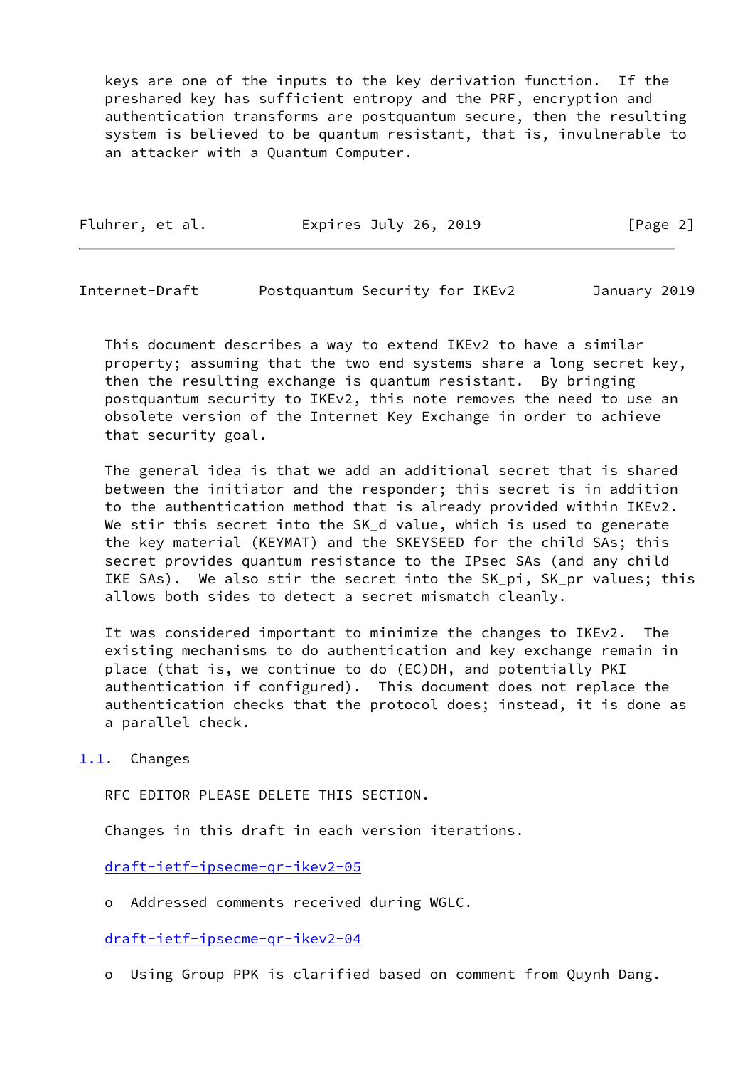keys are one of the inputs to the key derivation function. If the preshared key has sufficient entropy and the PRF, encryption and authentication transforms are postquantum secure, then the resulting system is believed to be quantum resistant, that is, invulnerable to an attacker with a Quantum Computer.

This document describes a way to extend IKEv2 to have a similar property; assuming that the two end systems share a long secret key, then the resulting exchange is quantum resistant. By bringing postquantum security to IKEv2, this note removes the need to use an obsolete version of the Internet Key Exchange in order to achieve that security goal.

The general idea is that we add an additional secret that is shared between the initiator and the responder; this secret is in addition to the authentication method that is already provided within IKEv2. We stir this secret into the SK_d value, which is used to generate the key material (KEYMAT) and the SKEYSEED for the child SAs; this secret provides quantum resistance to the IPsec SAs (and any child IKE SAs). We also stir the secret into the SK_pi, SK_pr values; this allows both sides to detect a secret mismatch cleanly.

It was considered important to minimize the changes to IKEv2. The existing mechanisms to do authentication and key exchange remain in place (that is, we continue to do (EC)DH, and potentially PKI authentication if configured). This document does not replace the authentication checks that the protocol does; instead, it is done as a parallel check.

## 1.1. Changes

RFC EDITOR PLEASE DELETE THIS SECTION.

Changes in this draft in each version iterations.

draft-ietf-ipsecme-qr-ikev2-05

- Addressed comments received during WGLC.

draft-ietf-ipsecme-qr-ikev2-04

- Using Group PPK is clarified based on comment from Quynh Dang.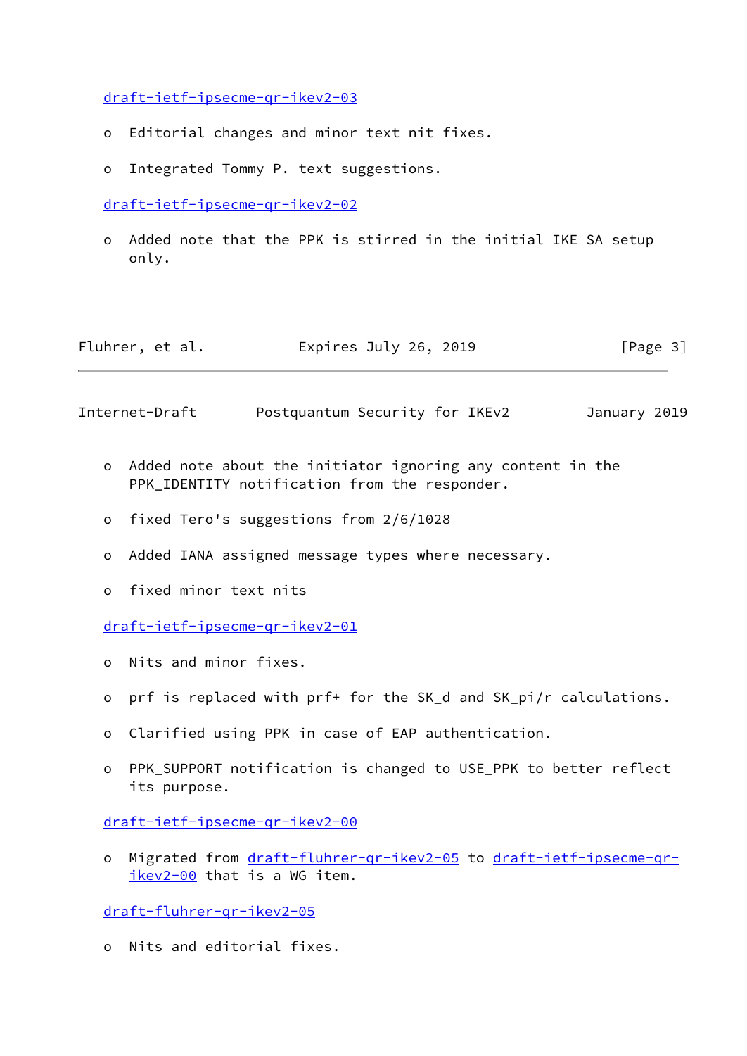draft-ietf-ipsecme-qr-ikev2-03

- Editorial changes and minor text nit fixes.

- Integrated Tommy P. text suggestions.

draft-ietf-ipsecme-qr-ikev2-02

- Added note that the PPK is stirred in the initial IKE SA setup only.

- Added note about the initiator ignoring any content in the PPK_IDENTITY notification from the responder.

- fixed Tero's suggestions from 2/6/1028

- Added IANA assigned message types where necessary.

- fixed minor text nits

draft-ietf-ipsecme-qr-ikev2-01

- Nits and minor fixes.

- prf is replaced with prf+ for the SK_d and SK_pi/r calculations.

- Clarified using PPK in case of EAP authentication.

- PPK_SUPPORT notification is changed to USE_PPK to better reflect its purpose.

draft-ietf-ipsecme-qr-ikev2-00

- Migrated from draft-fluhrer-qr-ikev2-05 to draft-ietf-ipsecme-qr-ikev2-00 that is a WG item.

draft-fluhrer-qr-ikev2-05

- Nits and editorial fixes.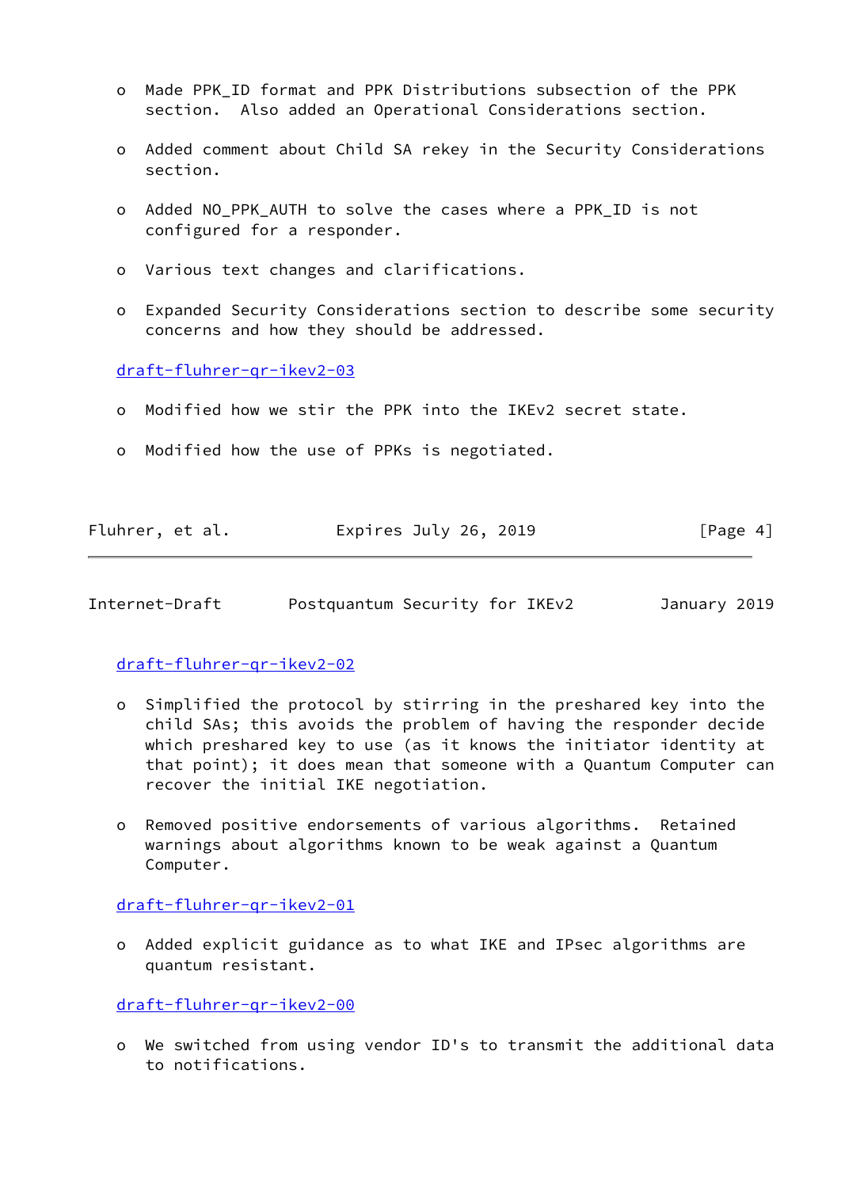- Made PPK_ID format and PPK Distributions subsection of the PPK section. Also added an Operational Considerations section.

- Added comment about Child SA rekey in the Security Considerations section.

- Added NO_PPK_AUTH to solve the cases where a PPK_ID is not configured for a responder.

- Various text changes and clarifications.

- Expanded Security Considerations section to describe some security concerns and how they should be addressed.

draft-fluhrer-qr-ikev2-03

- Modified how we stir the PPK into the IKEv2 secret state.

- Modified how the use of PPKs is negotiated.

draft-fluhrer-qr-ikev2-02

- Simplified the protocol by stirring in the preshared key into the child SAs; this avoids the problem of having the responder decide which preshared key to use (as it knows the initiator identity at that point); it does mean that someone with a Quantum Computer can recover the initial IKE negotiation.

- Removed positive endorsements of various algorithms. Retained warnings about algorithms known to be weak against a Quantum Computer.

draft-fluhrer-qr-ikev2-01

- Added explicit guidance as to what IKE and IPsec algorithms are quantum resistant.

draft-fluhrer-qr-ikev2-00

- We switched from using vendor ID's to transmit the additional data to notifications.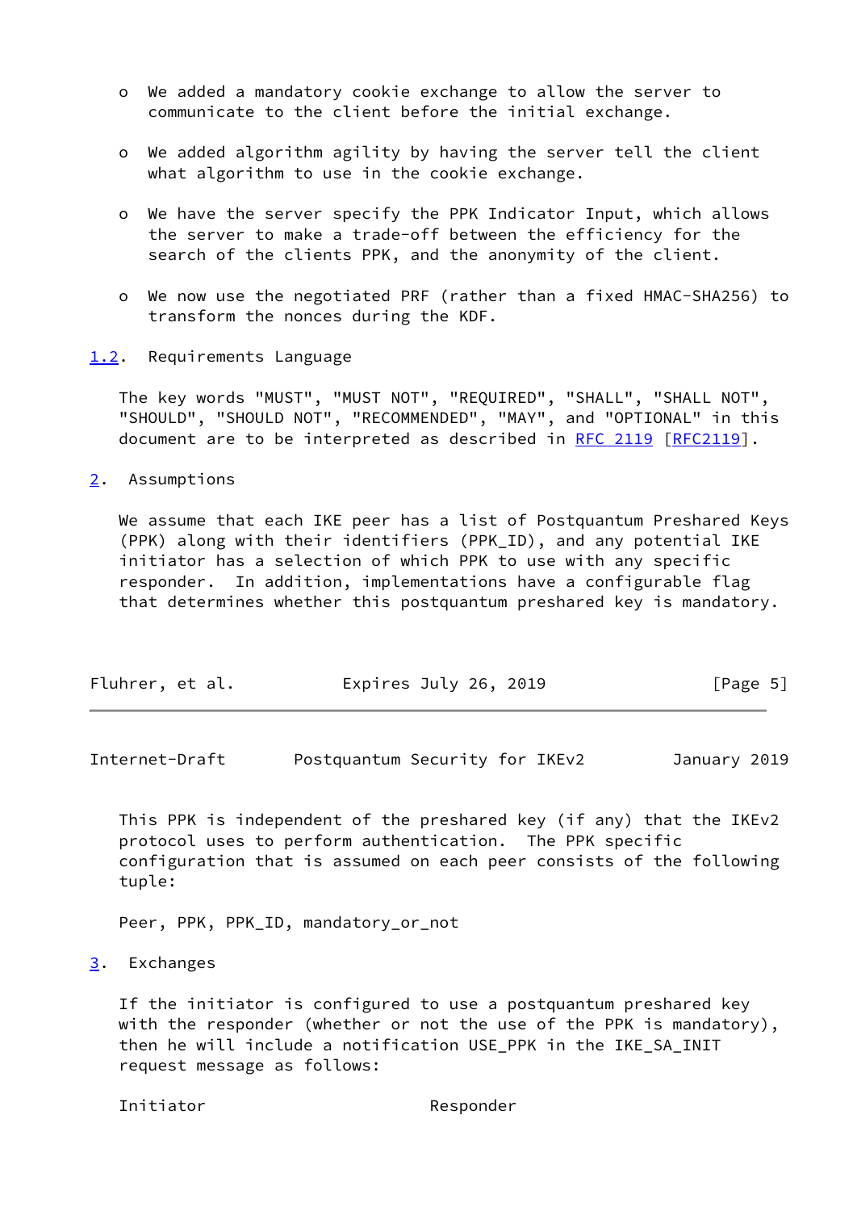- We added a mandatory cookie exchange to allow the server to communicate to the client before the initial exchange.

- We added algorithm agility by having the server tell the client what algorithm to use in the cookie exchange.

- We have the server specify the PPK Indicator Input, which allows the server to make a trade-off between the efficiency for the search of the clients PPK, and the anonymity of the client.

- We now use the negotiated PRF (rather than a fixed HMAC-SHA256) to transform the nonces during the KDF.

### 1.2. Requirements Language

The key words "MUST", "MUST NOT", "REQUIRED", "SHALL", "SHALL NOT", "SHOULD", "SHOULD NOT", "RECOMMENDED", "MAY", and "OPTIONAL" in this document are to be interpreted as described in RFC 2119 [RFC2119].

## 2. Assumptions

We assume that each IKE peer has a list of Postquantum Preshared Keys (PPK) along with their identifiers (PPK_ID), and any potential IKE initiator has a selection of which PPK to use with any specific responder. In addition, implementations have a configurable flag that determines whether this postquantum preshared key is mandatory.

This PPK is independent of the preshared key (if any) that the IKEv2 protocol uses to perform authentication. The PPK specific configuration that is assumed on each peer consists of the following tuple:

```
Peer, PPK, PPK_ID, mandatory_or_not
```

## 3. Exchanges

If the initiator is configured to use a postquantum preshared key with the responder (whether or not the use of the PPK is mandatory), then he will include a notification USE_PPK in the IKE_SA_INIT request message as follows:

```
Initiator                         Responder
```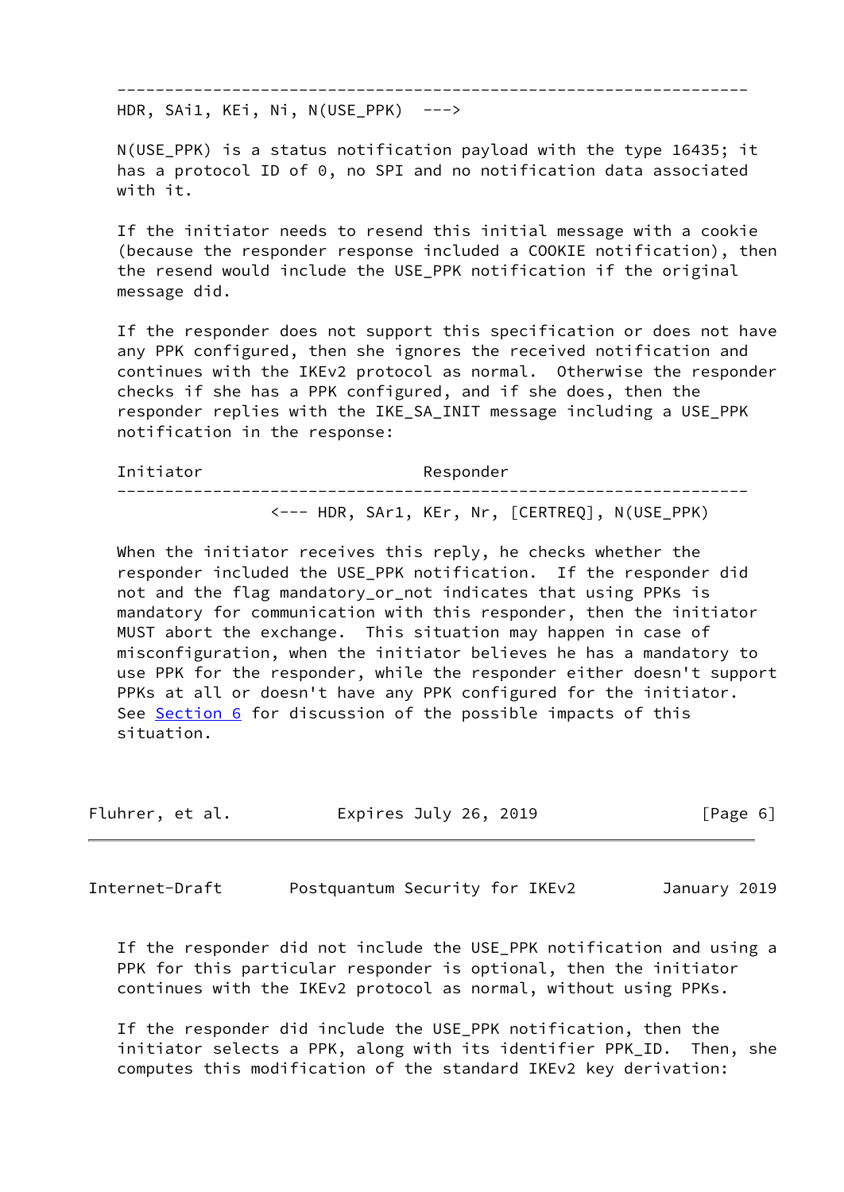```
   ---------------------------------------------------------------------
   HDR, SAi1, KEi, Ni, N(USE_PPK)  --->
```

N(USE_PPK) is a status notification payload with the type 16435; it has a protocol ID of 0, no SPI and no notification data associated with it.

If the initiator needs to resend this initial message with a cookie (because the responder response included a COOKIE notification), then the resend would include the USE_PPK notification if the original message did.

If the responder does not support this specification or does not have any PPK configured, then she ignores the received notification and continues with the IKEv2 protocol as normal. Otherwise the responder checks if she has a PPK configured, and if she does, then the responder replies with the IKE_SA_INIT message including a USE_PPK notification in the response:

```
   Initiator                         Responder
   ---------------------------------------------------------------------
                 <--- HDR, SAr1, KEr, Nr, [CERTREQ], N(USE_PPK)
```

When the initiator receives this reply, he checks whether the responder included the USE_PPK notification. If the responder did not and the flag mandatory_or_not indicates that using PPKs is mandatory for communication with this responder, then the initiator MUST abort the exchange. This situation may happen in case of misconfiguration, when the initiator believes he has a mandatory to use PPK for the responder, while the responder either doesn't support PPKs at all or doesn't have any PPK configured for the initiator. See Section 6 for discussion of the possible impacts of this situation.

If the responder did not include the USE_PPK notification and using a PPK for this particular responder is optional, then the initiator continues with the IKEv2 protocol as normal, without using PPKs.

If the responder did include the USE_PPK notification, then the initiator selects a PPK, along with its identifier PPK_ID. Then, she computes this modification of the standard IKEv2 key derivation: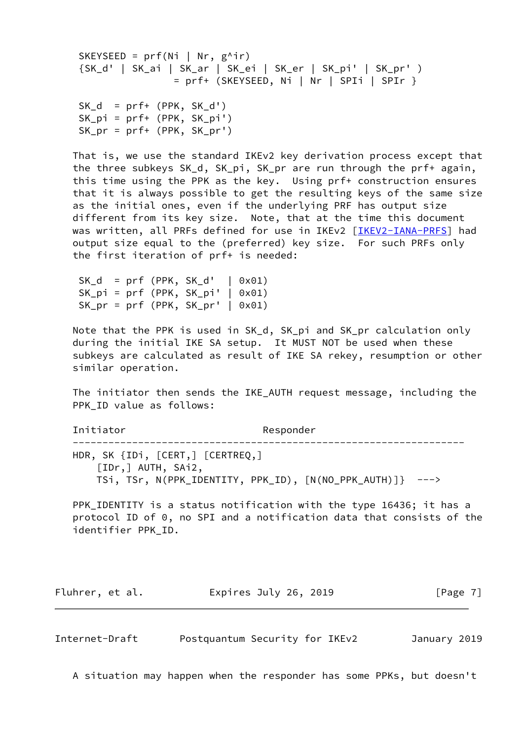```
SKEYSEED = prf(Ni | Nr, g^ir)
{SK_d' | SK_ai | SK_ar | SK_ei | SK_er | SK_pi' | SK_pr' )
                = prf+ (SKEYSEED, Ni | Nr | SPIi | SPIr }

SK_d  = prf+ (PPK, SK_d')
SK_pi = prf+ (PPK, SK_pi')
SK_pr = prf+ (PPK, SK_pr')
```

That is, we use the standard IKEv2 key derivation process except that the three subkeys SK_d, SK_pi, SK_pr are run through the prf+ again, this time using the PPK as the key. Using prf+ construction ensures that it is always possible to get the resulting keys of the same size as the initial ones, even if the underlying PRF has output size different from its key size. Note, that at the time this document was written, all PRFs defined for use in IKEv2 [IKEV2-IANA-PRFS] had output size equal to the (preferred) key size. For such PRFs only the first iteration of prf+ is needed:

```
SK_d  = prf (PPK, SK_d'  | 0x01)
SK_pi = prf (PPK, SK_pi' | 0x01)
SK_pr = prf (PPK, SK_pr' | 0x01)
```

Note that the PPK is used in SK_d, SK_pi and SK_pr calculation only during the initial IKE SA setup. It MUST NOT be used when these subkeys are calculated as result of IKE SA rekey, resumption or other similar operation.

The initiator then sends the IKE_AUTH request message, including the PPK_ID value as follows:

```
Initiator                         Responder
------------------------------------------------------------------
HDR, SK {IDi, [CERT,] [CERTREQ,]
    [IDr,] AUTH, SAi2,
    TSi, TSr, N(PPK_IDENTITY, PPK_ID), [N(NO_PPK_AUTH)]}  --->
```

PPK_IDENTITY is a status notification with the type 16436; it has a protocol ID of 0, no SPI and a notification data that consists of the identifier PPK_ID.

A situation may happen when the responder has some PPKs, but doesn't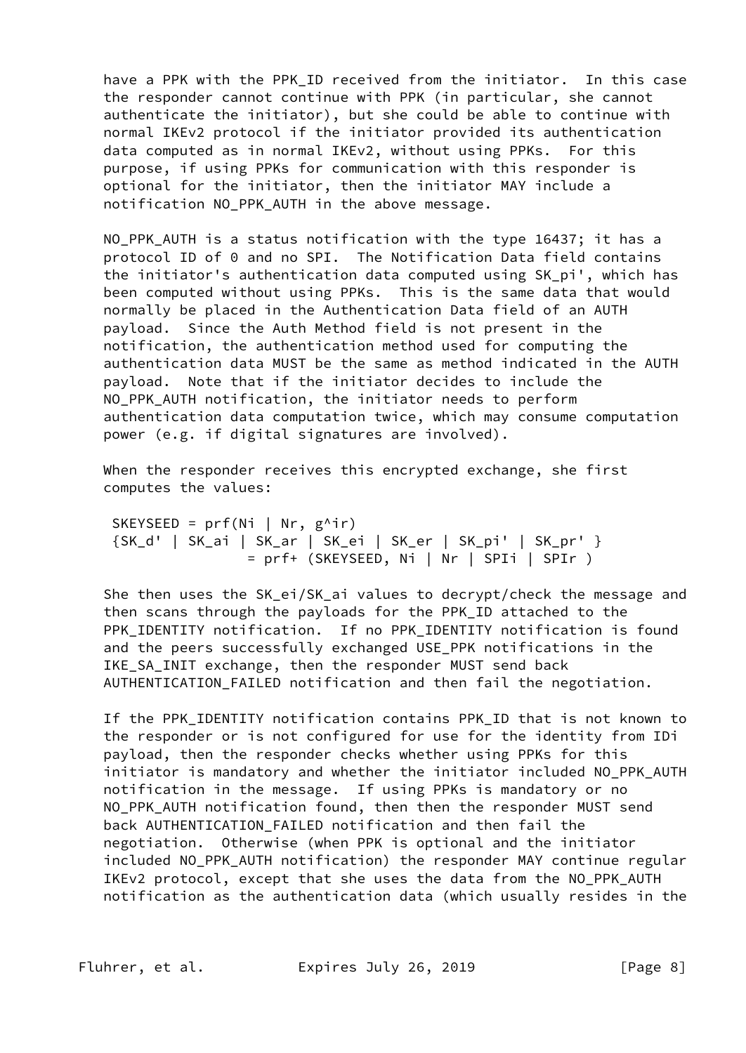have a PPK with the PPK_ID received from the initiator. In this case the responder cannot continue with PPK (in particular, she cannot authenticate the initiator), but she could be able to continue with normal IKEv2 protocol if the initiator provided its authentication data computed as in normal IKEv2, without using PPKs. For this purpose, if using PPKs for communication with this responder is optional for the initiator, then the initiator MAY include a notification NO_PPK_AUTH in the above message.

NO_PPK_AUTH is a status notification with the type 16437; it has a protocol ID of 0 and no SPI. The Notification Data field contains the initiator's authentication data computed using SK_pi', which has been computed without using PPKs. This is the same data that would normally be placed in the Authentication Data field of an AUTH payload. Since the Auth Method field is not present in the notification, the authentication method used for computing the authentication data MUST be the same as method indicated in the AUTH payload. Note that if the initiator decides to include the NO_PPK_AUTH notification, the initiator needs to perform authentication data computation twice, which may consume computation power (e.g. if digital signatures are involved).

When the responder receives this encrypted exchange, she first computes the values:

```
 SKEYSEED = prf(Ni | Nr, g^ir)
 {SK_d' | SK_ai | SK_ar | SK_ei | SK_er | SK_pi' | SK_pr' }
                 = prf+ (SKEYSEED, Ni | Nr | SPIi | SPIr )
```

She then uses the SK_ei/SK_ai values to decrypt/check the message and then scans through the payloads for the PPK_ID attached to the PPK_IDENTITY notification. If no PPK_IDENTITY notification is found and the peers successfully exchanged USE_PPK notifications in the IKE_SA_INIT exchange, then the responder MUST send back AUTHENTICATION_FAILED notification and then fail the negotiation.

If the PPK_IDENTITY notification contains PPK_ID that is not known to the responder or is not configured for use for the identity from IDi payload, then the responder checks whether using PPKs for this initiator is mandatory and whether the initiator included NO_PPK_AUTH notification in the message. If using PPKs is mandatory or no NO_PPK_AUTH notification found, then then the responder MUST send back AUTHENTICATION_FAILED notification and then fail the negotiation. Otherwise (when PPK is optional and the initiator included NO_PPK_AUTH notification) the responder MAY continue regular IKEv2 protocol, except that she uses the data from the NO_PPK_AUTH notification as the authentication data (which usually resides in the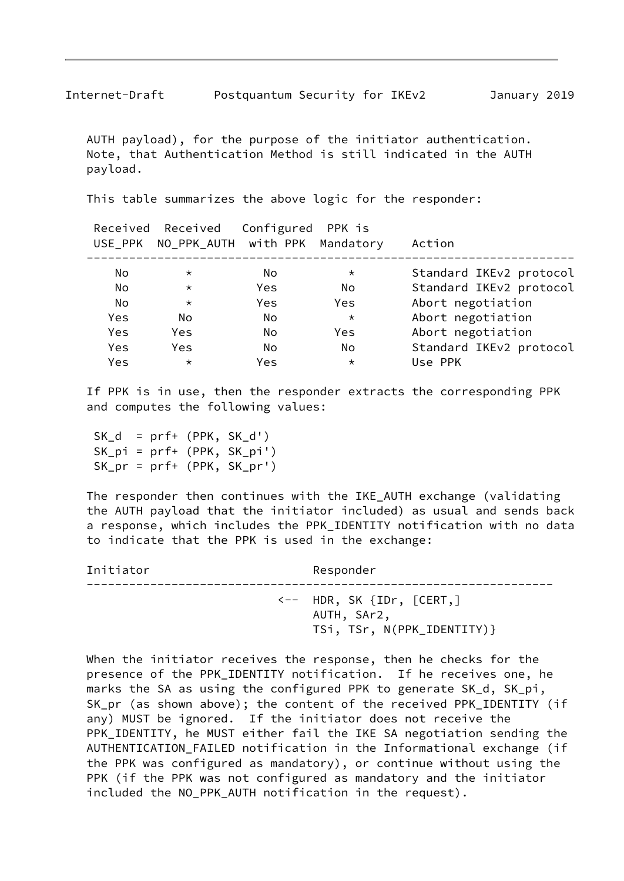AUTH payload), for the purpose of the initiator authentication. Note, that Authentication Method is still indicated in the AUTH payload.

This table summarizes the above logic for the responder:

| Received USE_PPK | Received NO_PPK_AUTH | Configured with PPK | PPK is Mandatory | Action |
| --- | --- | --- | --- | --- |
| No | * | No | * | Standard IKEv2 protocol |
| No | * | Yes | No | Standard IKEv2 protocol |
| No | * | Yes | Yes | Abort negotiation |
| Yes | No | No | * | Abort negotiation |
| Yes | Yes | No | Yes | Abort negotiation |
| Yes | Yes | No | No | Standard IKEv2 protocol |
| Yes | * | Yes | * | Use PPK |

If PPK is in use, then the responder extracts the corresponding PPK and computes the following values:

```
SK_d  = prf+ (PPK, SK_d')
SK_pi = prf+ (PPK, SK_pi')
SK_pr = prf+ (PPK, SK_pr')
```

The responder then continues with the IKE_AUTH exchange (validating the AUTH payload that the initiator included) as usual and sends back a response, which includes the PPK_IDENTITY notification with no data to indicate that the PPK is used in the exchange:

```
Initiator                         Responder
--------------------------------------------------------------------
                             <--  HDR, SK {IDr, [CERT,]
                                  AUTH, SAr2,
                                  TSi, TSr, N(PPK_IDENTITY)}
```

When the initiator receives the response, then he checks for the presence of the PPK_IDENTITY notification. If he receives one, he marks the SA as using the configured PPK to generate SK_d, SK_pi, SK_pr (as shown above); the content of the received PPK_IDENTITY (if any) MUST be ignored. If the initiator does not receive the PPK_IDENTITY, he MUST either fail the IKE SA negotiation sending the AUTHENTICATION_FAILED notification in the Informational exchange (if the PPK was configured as mandatory), or continue without using the PPK (if the PPK was not configured as mandatory and the initiator included the NO_PPK_AUTH notification in the request).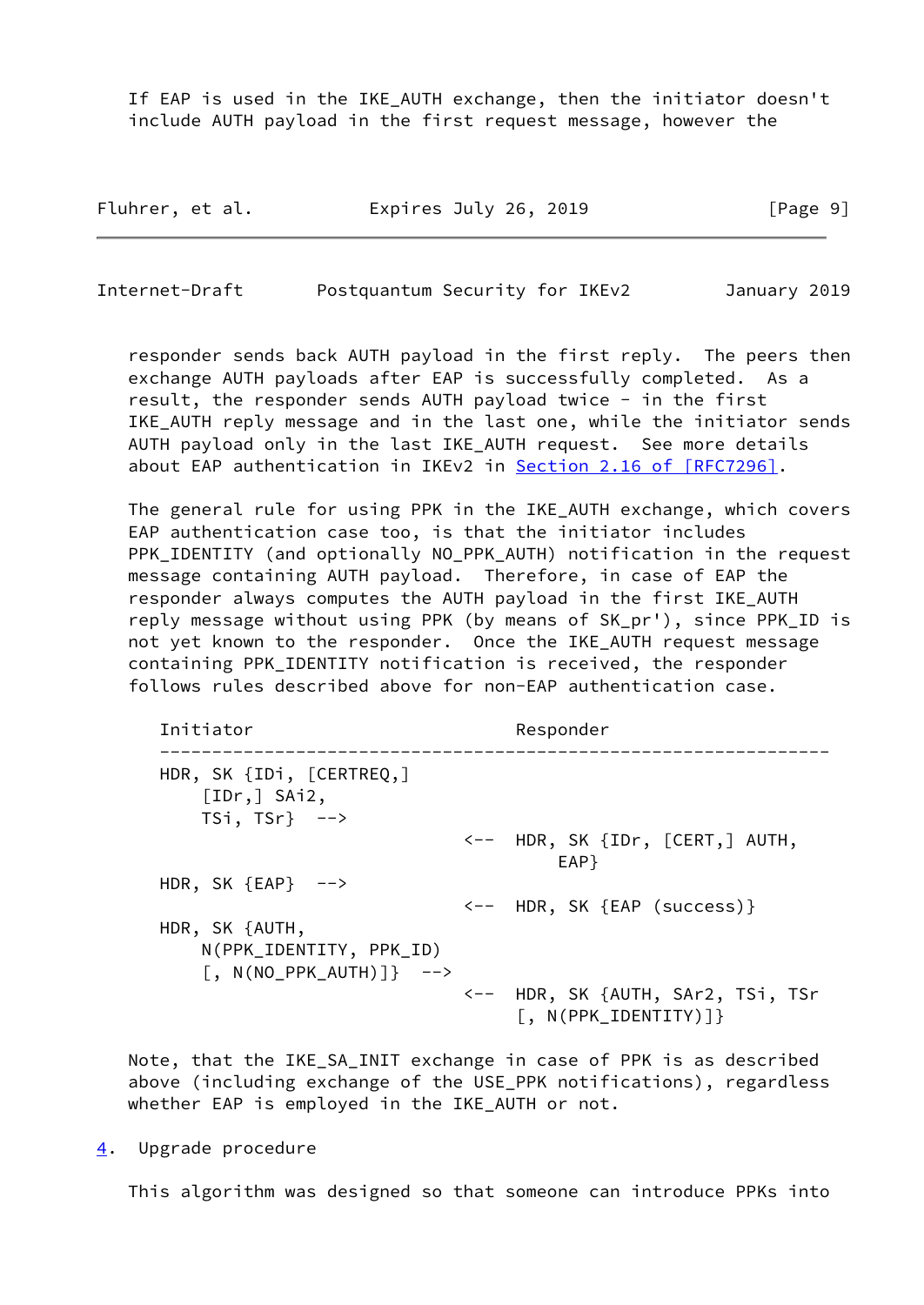If EAP is used in the IKE_AUTH exchange, then the initiator doesn't include AUTH payload in the first request message, however the responder sends back AUTH payload in the first reply. The peers then exchange AUTH payloads after EAP is successfully completed. As a result, the responder sends AUTH payload twice - in the first IKE_AUTH reply message and in the last one, while the initiator sends AUTH payload only in the last IKE_AUTH request. See more details about EAP authentication in IKEv2 in Section 2.16 of [RFC7296].

The general rule for using PPK in the IKE_AUTH exchange, which covers EAP authentication case too, is that the initiator includes PPK_IDENTITY (and optionally NO_PPK_AUTH) notification in the request message containing AUTH payload. Therefore, in case of EAP the responder always computes the AUTH payload in the first IKE_AUTH reply message without using PPK (by means of SK_pr'), since PPK_ID is not yet known to the responder. Once the IKE_AUTH request message containing PPK_IDENTITY notification is received, the responder follows rules described above for non-EAP authentication case.

```
Initiator                         Responder
------------------------------------------------------------------
HDR, SK {IDi, [CERTREQ,]
    [IDr,] SAi2,
    TSi, TSr}  -->
                             <--  HDR, SK {IDr, [CERT,] AUTH,
                                      EAP}
HDR, SK {EAP}  -->
                             <--  HDR, SK {EAP (success)}
HDR, SK {AUTH,
    N(PPK_IDENTITY, PPK_ID)
    [, N(NO_PPK_AUTH)]}  -->
                             <--  HDR, SK {AUTH, SAr2, TSi, TSr
                                  [, N(PPK_IDENTITY)]}
```

Note, that the IKE_SA_INIT exchange in case of PPK is as described above (including exchange of the USE_PPK notifications), regardless whether EAP is employed in the IKE_AUTH or not.

## 4. Upgrade procedure

This algorithm was designed so that someone can introduce PPKs into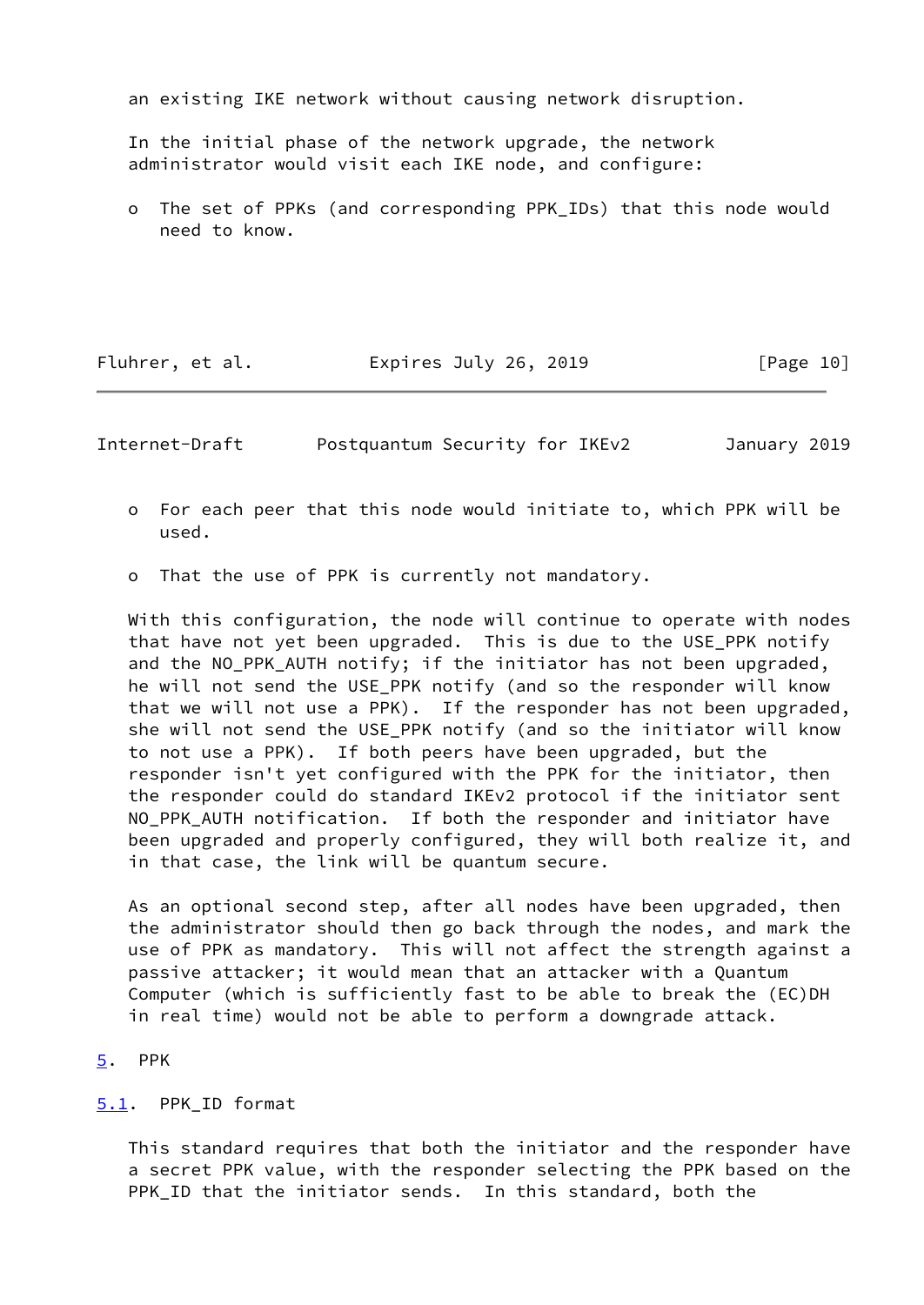an existing IKE network without causing network disruption.

In the initial phase of the network upgrade, the network administrator would visit each IKE node, and configure:

- The set of PPKs (and corresponding PPK_IDs) that this node would need to know.
- For each peer that this node would initiate to, which PPK will be used.
- That the use of PPK is currently not mandatory.

With this configuration, the node will continue to operate with nodes that have not yet been upgraded. This is due to the USE_PPK notify and the NO_PPK_AUTH notify; if the initiator has not been upgraded, he will not send the USE_PPK notify (and so the responder will know that we will not use a PPK). If the responder has not been upgraded, she will not send the USE_PPK notify (and so the initiator will know to not use a PPK). If both peers have been upgraded, but the responder isn't yet configured with the PPK for the initiator, then the responder could do standard IKEv2 protocol if the initiator sent NO_PPK_AUTH notification. If both the responder and initiator have been upgraded and properly configured, they will both realize it, and in that case, the link will be quantum secure.

As an optional second step, after all nodes have been upgraded, then the administrator should then go back through the nodes, and mark the use of PPK as mandatory. This will not affect the strength against a passive attacker; it would mean that an attacker with a Quantum Computer (which is sufficiently fast to be able to break the (EC)DH in real time) would not be able to perform a downgrade attack.

## 5. PPK

### 5.1. PPK_ID format

This standard requires that both the initiator and the responder have a secret PPK value, with the responder selecting the PPK based on the PPK_ID that the initiator sends. In this standard, both the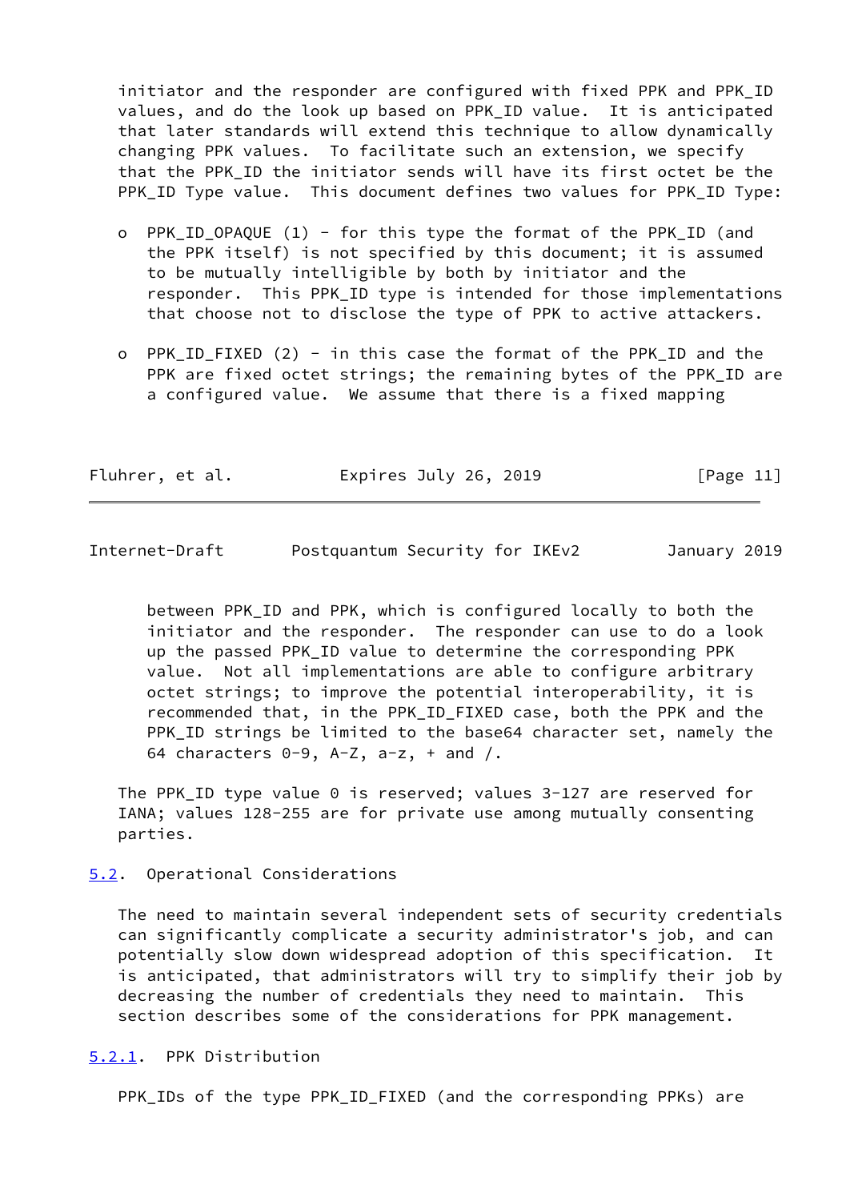initiator and the responder are configured with fixed PPK and PPK_ID values, and do the look up based on PPK_ID value. It is anticipated that later standards will extend this technique to allow dynamically changing PPK values. To facilitate such an extension, we specify that the PPK_ID the initiator sends will have its first octet be the PPK_ID Type value. This document defines two values for PPK_ID Type:

- PPK_ID_OPAQUE (1) - for this type the format of the PPK_ID (and the PPK itself) is not specified by this document; it is assumed to be mutually intelligible by both by initiator and the responder. This PPK_ID type is intended for those implementations that choose not to disclose the type of PPK to active attackers.

- PPK_ID_FIXED (2) - in this case the format of the PPK_ID and the PPK are fixed octet strings; the remaining bytes of the PPK_ID are a configured value. We assume that there is a fixed mapping between PPK_ID and PPK, which is configured locally to both the initiator and the responder. The responder can use to do a look up the passed PPK_ID value to determine the corresponding PPK value. Not all implementations are able to configure arbitrary octet strings; to improve the potential interoperability, it is recommended that, in the PPK_ID_FIXED case, both the PPK and the PPK_ID strings be limited to the base64 character set, namely the 64 characters 0-9, A-Z, a-z, + and /.

The PPK_ID type value 0 is reserved; values 3-127 are reserved for IANA; values 128-255 are for private use among mutually consenting parties.

### 5.2. Operational Considerations

The need to maintain several independent sets of security credentials can significantly complicate a security administrator's job, and can potentially slow down widespread adoption of this specification. It is anticipated, that administrators will try to simplify their job by decreasing the number of credentials they need to maintain. This section describes some of the considerations for PPK management.

#### 5.2.1. PPK Distribution

PPK_IDs of the type PPK_ID_FIXED (and the corresponding PPKs) are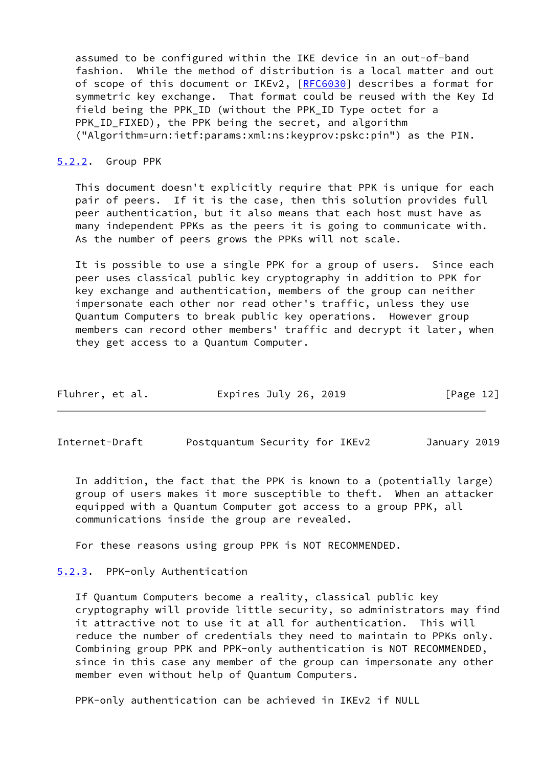assumed to be configured within the IKE device in an out-of-band fashion. While the method of distribution is a local matter and out of scope of this document or IKEv2, [RFC6030] describes a format for symmetric key exchange. That format could be reused with the Key Id field being the PPK_ID (without the PPK_ID Type octet for a PPK_ID_FIXED), the PPK being the secret, and algorithm ("Algorithm=urn:ietf:params:xml:ns:keyprov:pskc:pin") as the PIN.

### 5.2.2. Group PPK

This document doesn't explicitly require that PPK is unique for each pair of peers. If it is the case, then this solution provides full peer authentication, but it also means that each host must have as many independent PPKs as the peers it is going to communicate with. As the number of peers grows the PPKs will not scale.

It is possible to use a single PPK for a group of users. Since each peer uses classical public key cryptography in addition to PPK for key exchange and authentication, members of the group can neither impersonate each other nor read other's traffic, unless they use Quantum Computers to break public key operations. However group members can record other members' traffic and decrypt it later, when they get access to a Quantum Computer.

In addition, the fact that the PPK is known to a (potentially large) group of users makes it more susceptible to theft. When an attacker equipped with a Quantum Computer got access to a group PPK, all communications inside the group are revealed.

For these reasons using group PPK is NOT RECOMMENDED.

### 5.2.3. PPK-only Authentication

If Quantum Computers become a reality, classical public key cryptography will provide little security, so administrators may find it attractive not to use it at all for authentication. This will reduce the number of credentials they need to maintain to PPKs only. Combining group PPK and PPK-only authentication is NOT RECOMMENDED, since in this case any member of the group can impersonate any other member even without help of Quantum Computers.

PPK-only authentication can be achieved in IKEv2 if NULL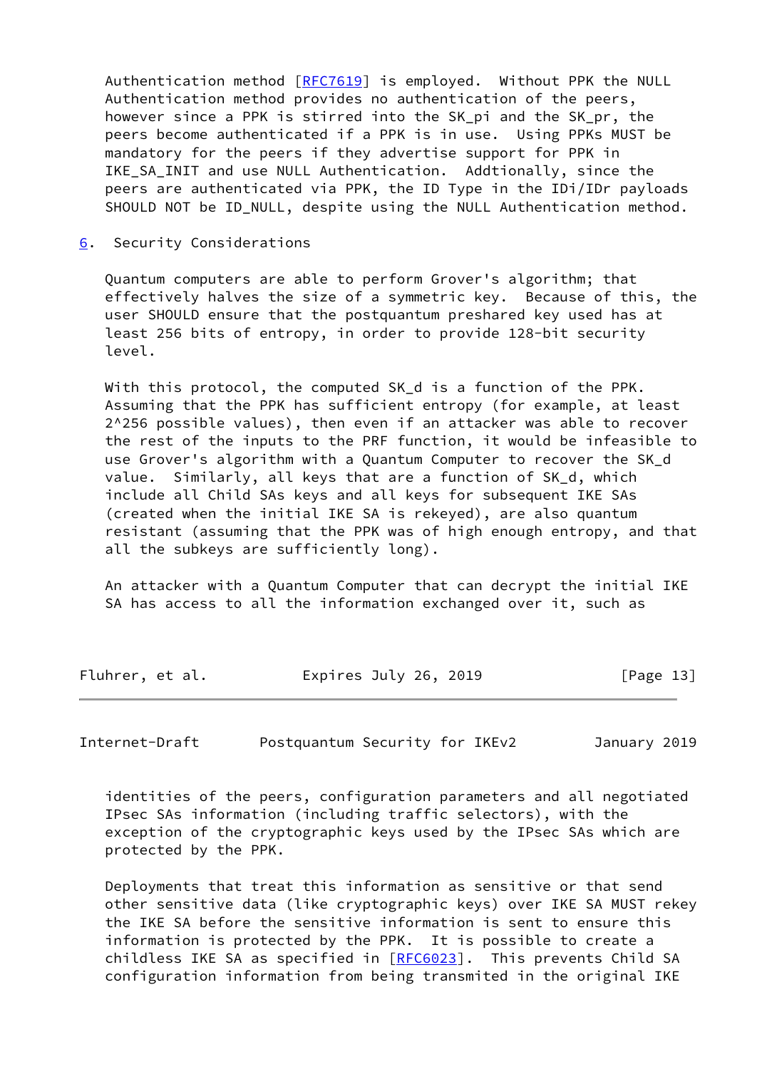Authentication method [RFC7619] is employed. Without PPK the NULL Authentication method provides no authentication of the peers, however since a PPK is stirred into the SK_pi and the SK_pr, the peers become authenticated if a PPK is in use. Using PPKs MUST be mandatory for the peers if they advertise support for PPK in IKE_SA_INIT and use NULL Authentication. Addtionally, since the peers are authenticated via PPK, the ID Type in the IDi/IDr payloads SHOULD NOT be ID_NULL, despite using the NULL Authentication method.

## 6. Security Considerations

Quantum computers are able to perform Grover's algorithm; that effectively halves the size of a symmetric key. Because of this, the user SHOULD ensure that the postquantum preshared key used has at least 256 bits of entropy, in order to provide 128-bit security level.

With this protocol, the computed SK_d is a function of the PPK. Assuming that the PPK has sufficient entropy (for example, at least $2^{256}$ possible values), then even if an attacker was able to recover the rest of the inputs to the PRF function, it would be infeasible to use Grover's algorithm with a Quantum Computer to recover the SK_d value. Similarly, all keys that are a function of SK_d, which include all Child SAs keys and all keys for subsequent IKE SAs (created when the initial IKE SA is rekeyed), are also quantum resistant (assuming that the PPK was of high enough entropy, and that all the subkeys are sufficiently long).

An attacker with a Quantum Computer that can decrypt the initial IKE SA has access to all the information exchanged over it, such as identities of the peers, configuration parameters and all negotiated IPsec SAs information (including traffic selectors), with the exception of the cryptographic keys used by the IPsec SAs which are protected by the PPK.

Deployments that treat this information as sensitive or that send other sensitive data (like cryptographic keys) over IKE SA MUST rekey the IKE SA before the sensitive information is sent to ensure this information is protected by the PPK. It is possible to create a childless IKE SA as specified in [RFC6023]. This prevents Child SA configuration information from being transmited in the original IKE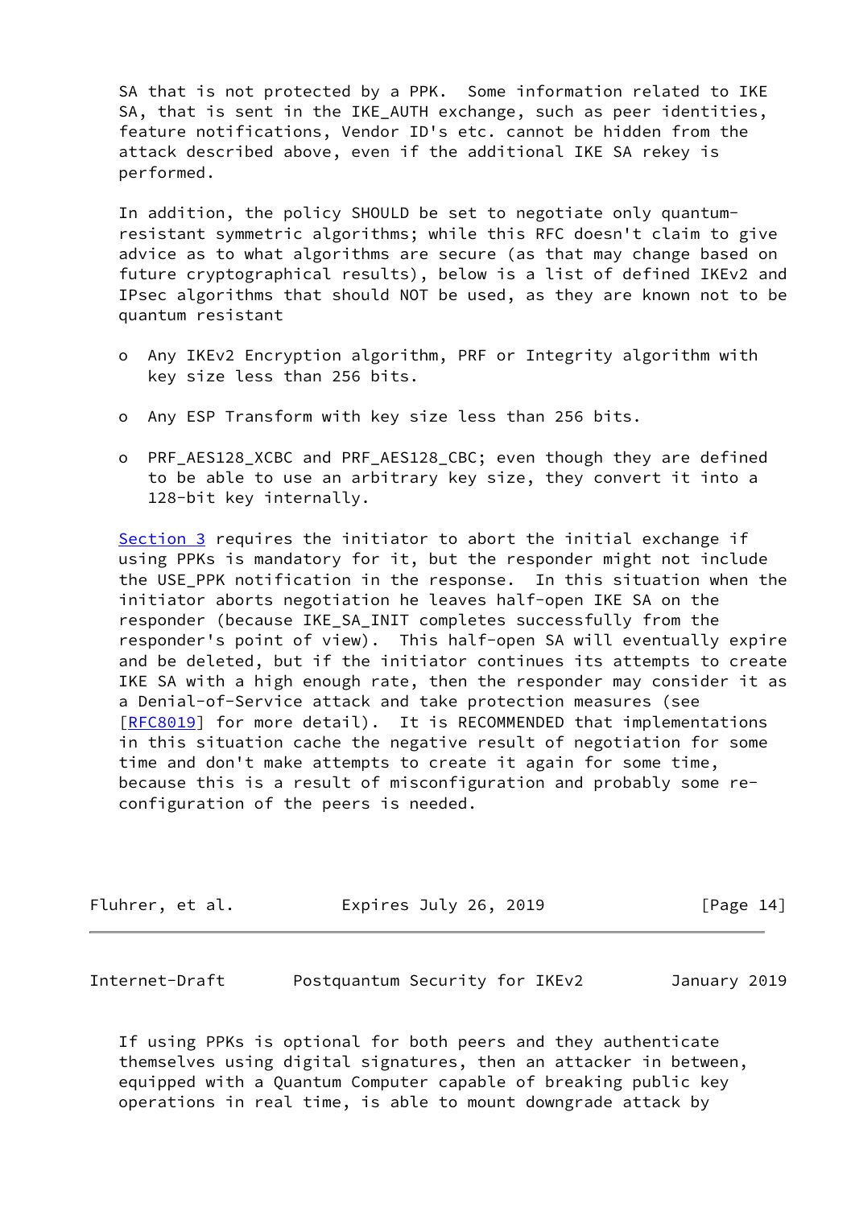SA that is not protected by a PPK. Some information related to IKE SA, that is sent in the IKE_AUTH exchange, such as peer identities, feature notifications, Vendor ID's etc. cannot be hidden from the attack described above, even if the additional IKE SA rekey is performed.

In addition, the policy SHOULD be set to negotiate only quantum-resistant symmetric algorithms; while this RFC doesn't claim to give advice as to what algorithms are secure (as that may change based on future cryptographical results), below is a list of defined IKEv2 and IPsec algorithms that should NOT be used, as they are known not to be quantum resistant

- Any IKEv2 Encryption algorithm, PRF or Integrity algorithm with key size less than 256 bits.
- Any ESP Transform with key size less than 256 bits.
- PRF_AES128_XCBC and PRF_AES128_CBC; even though they are defined to be able to use an arbitrary key size, they convert it into a 128-bit key internally.

Section 3 requires the initiator to abort the initial exchange if using PPKs is mandatory for it, but the responder might not include the USE_PPK notification in the response. In this situation when the initiator aborts negotiation he leaves half-open IKE SA on the responder (because IKE_SA_INIT completes successfully from the responder's point of view). This half-open SA will eventually expire and be deleted, but if the initiator continues its attempts to create IKE SA with a high enough rate, then the responder may consider it as a Denial-of-Service attack and take protection measures (see [RFC8019] for more detail). It is RECOMMENDED that implementations in this situation cache the negative result of negotiation for some time and don't make attempts to create it again for some time, because this is a result of misconfiguration and probably some re-configuration of the peers is needed.

If using PPKs is optional for both peers and they authenticate themselves using digital signatures, then an attacker in between, equipped with a Quantum Computer capable of breaking public key operations in real time, is able to mount downgrade attack by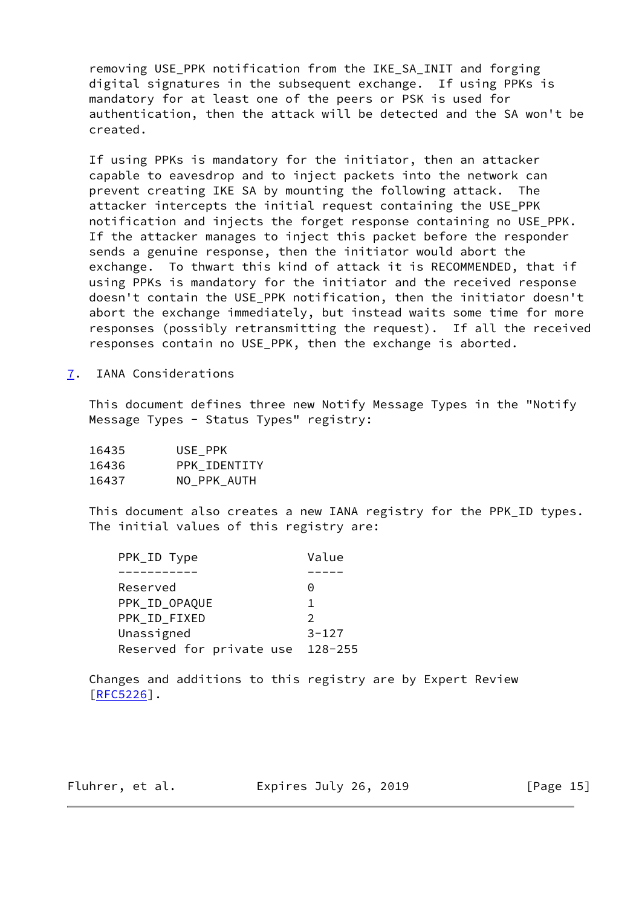removing USE_PPK notification from the IKE_SA_INIT and forging digital signatures in the subsequent exchange. If using PPKs is mandatory for at least one of the peers or PSK is used for authentication, then the attack will be detected and the SA won't be created.

If using PPKs is mandatory for the initiator, then an attacker capable to eavesdrop and to inject packets into the network can prevent creating IKE SA by mounting the following attack. The attacker intercepts the initial request containing the USE_PPK notification and injects the forget response containing no USE_PPK. If the attacker manages to inject this packet before the responder sends a genuine response, then the initiator would abort the exchange. To thwart this kind of attack it is RECOMMENDED, that if using PPKs is mandatory for the initiator and the received response doesn't contain the USE_PPK notification, then the initiator doesn't abort the exchange immediately, but instead waits some time for more responses (possibly retransmitting the request). If all the received responses contain no USE_PPK, then the exchange is aborted.

## 7. IANA Considerations

This document defines three new Notify Message Types in the "Notify Message Types - Status Types" registry:

```
16435       USE_PPK
16436       PPK_IDENTITY
16437       NO_PPK_AUTH
```

This document also creates a new IANA registry for the PPK_ID types. The initial values of this registry are:

| PPK_ID Type | Value |
|---|---|
| Reserved | 0 |
| PPK_ID_OPAQUE | 1 |
| PPK_ID_FIXED | 2 |
| Unassigned | 3-127 |
| Reserved for private use | 128-255 |

Changes and additions to this registry are by Expert Review [RFC5226].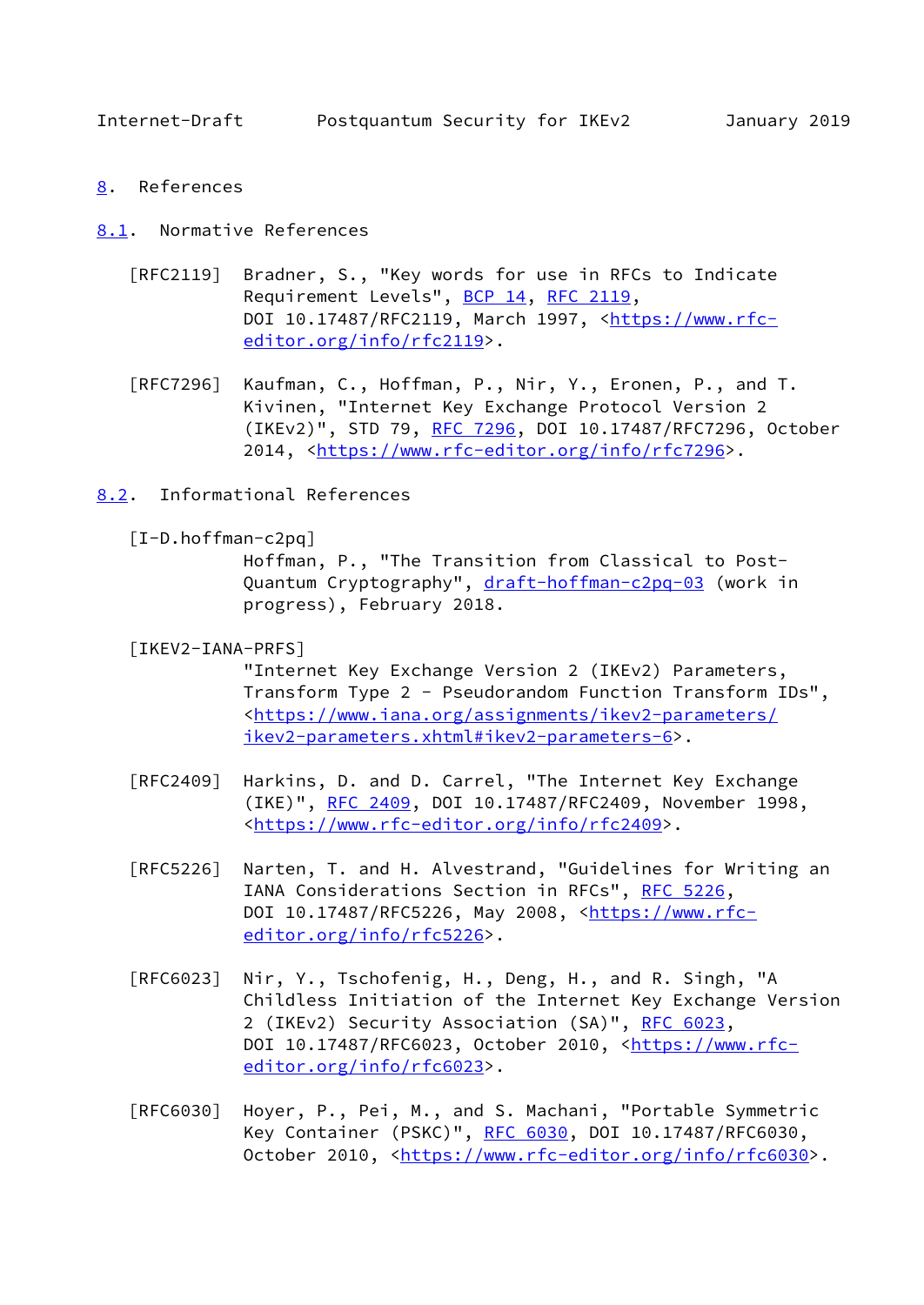## 8. References

### 8.1. Normal References

[RFC2119] Bradner, S., "Key words for use in RFCs to Indicate Requirement Levels", BCP 14, RFC 2119, DOI 10.17487/RFC2119, March 1997, <https://www.rfc-editor.org/info/rfc2119>.

[RFC7296] Kaufman, C., Hoffman, P., Nir, Y., Eronen, P., and T. Kivinen, "Internet Key Exchange Protocol Version 2 (IKEv2)", STD 79, RFC 7296, DOI 10.17487/RFC7296, October 2014, <https://www.rfc-editor.org/info/rfc7296>.

### 8.2. Informational References

[I-D.hoffman-c2pq] Hoffman, P., "The Transition from Classical to Post-Quantum Cryptography", draft-hoffman-c2pq-03 (work in progress), February 2018.

[IKEV2-IANA-PRFS] "Internet Key Exchange Version 2 (IKEv2) Parameters, Transform Type 2 - Pseudorandom Function Transform IDs", <https://www.iana.org/assignments/ikev2-parameters/ikev2-parameters.xhtml#ikev2-parameters-6>.

[RFC2409] Harkins, D. and D. Carrel, "The Internet Key Exchange (IKE)", RFC 2409, DOI 10.17487/RFC2409, November 1998, <https://www.rfc-editor.org/info/rfc2409>.

[RFC5226] Narten, T. and H. Alvestrand, "Guidelines for Writing an IANA Considerations Section in RFCs", RFC 5226, DOI 10.17487/RFC5226, May 2008, <https://www.rfc-editor.org/info/rfc5226>.

[RFC6023] Nir, Y., Tschofenig, H., Deng, H., and R. Singh, "A Childless Initiation of the Internet Key Exchange Version 2 (IKEv2) Security Association (SA)", RFC 6023, DOI 10.17487/RFC6023, October 2010, <https://www.rfc-editor.org/info/rfc6023>.

[RFC6030] Hoyer, P., Pei, M., and S. Machani, "Portable Symmetric Key Container (PSKC)", RFC 6030, DOI 10.17487/RFC6030, October 2010, <https://www.rfc-editor.org/info/rfc6030>.

## 8. References

### 8.1. Normative References

[RFC2119] Bradner, S., "Key words for use in RFCs to Indicate Requirement Levels", BCP 14, RFC 2119, DOI 10.17487/RFC2119, March 1997, <https://www.rfc-editor.org/info/rfc2119>.

[RFC7296] Kaufman, C., Hoffman, P., Nir, Y., Eronen, P., and T. Kivinen, "Internet Key Exchange Protocol Version 2 (IKEv2)", STD 79, RFC 7296, DOI 10.17487/RFC7296, October 2014, <https://www.rfc-editor.org/info/rfc7296>.

### 8.2. Informational References

[I-D.hoffman-c2pq] Hoffman, P., "The Transition from Classical to Post-Quantum Cryptography", draft-hoffman-c2pq-03 (work in progress), February 2018.

[IKEV2-IANA-PRFS] "Internet Key Exchange Version 2 (IKEv2) Parameters, Transform Type 2 - Pseudorandom Function Transform IDs", <https://www.iana.org/assignments/ikev2-parameters/ikev2-parameters.xhtml#ikev2-parameters-6>.

[RFC2409] Harkins, D. and D. Carrel, "The Internet Key Exchange (IKE)", RFC 2409, DOI 10.17487/RFC2409, November 1998, <https://www.rfc-editor.org/info/rfc2409>.

[RFC5226] Narten, T. and H. Alvestrand, "Guidelines for Writing an IANA Considerations Section in RFCs", RFC 5226, DOI 10.17487/RFC5226, May 2008, <https://www.rfc-editor.org/info/rfc5226>.

[RFC6023] Nir, Y., Tschofenig, H., Deng, H., and R. Singh, "A Childless Initiation of the Internet Key Exchange Version 2 (IKEv2) Security Association (SA)", RFC 6023, DOI 10.17487/RFC6023, October 2010, <https://www.rfc-editor.org/info/rfc6023>.

[RFC6030] Hoyer, P., Pei, M., and S. Machani, "Portable Symmetric Key Container (PSKC)", RFC 6030, DOI 10.17487/RFC6030, October 2010, <https://www.rfc-editor.org/info/rfc6030>.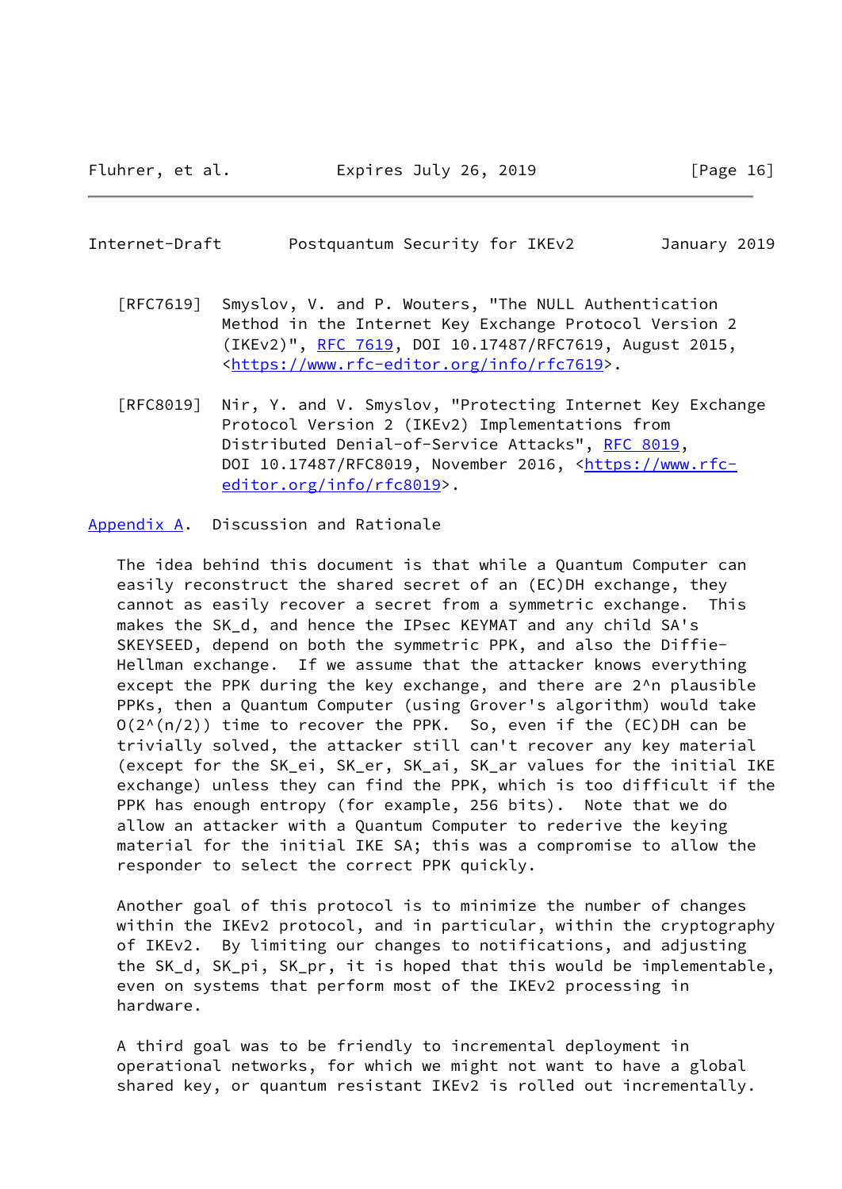[RFC7619] Smyslov, V. and P. Wouters, "The NULL Authentication Method in the Internet Key Exchange Protocol Version 2 (IKEv2)", RFC 7619, DOI 10.17487/RFC7619, August 2015, <https://www.rfc-editor.org/info/rfc7619>.

[RFC8019] Nir, Y. and V. Smyslov, "Protecting Internet Key Exchange Protocol Version 2 (IKEv2) Implementations from Distributed Denial-of-Service Attacks", RFC 8019, DOI 10.17487/RFC8019, November 2016, <https://www.rfc-editor.org/info/rfc8019>.

## Appendix A. Discussion and Rationale

The idea behind this document is that while a Quantum Computer can easily reconstruct the shared secret of an (EC)DH exchange, they cannot as easily recover a secret from a symmetric exchange. This makes the SK_d, and hence the IPsec KEYMAT and any child SA's SKEYSEED, depend on both the symmetric PPK, and also the Diffie-Hellman exchange. If we assume that the attacker knows everything except the PPK during the key exchange, and there are $2^n$ plausible PPKs, then a Quantum Computer (using Grover's algorithm) would take $O(2^{(n/2)})$ time to recover the PPK. So, even if the (EC)DH can be trivially solved, the attacker still can't recover any key material (except for the SK_ei, SK_er, SK_ai, SK_ar values for the initial IKE exchange) unless they can find the PPK, which is too difficult if the PPK has enough entropy (for example, 256 bits). Note that we do allow an attacker with a Quantum Computer to rederive the keying material for the initial IKE SA; this was a compromise to allow the responder to select the correct PPK quickly.

Another goal of this protocol is to minimize the number of changes within the IKEv2 protocol, and in particular, within the cryptography of IKEv2. By limiting our changes to notifications, and adjusting the SK_d, SK_pi, SK_pr, it is hoped that this would be implementable, even on systems that perform most of the IKEv2 processing in hardware.

A third goal was to be friendly to incremental deployment in operational networks, for which we might not want to have a global shared key, or quantum resistant IKEv2 is rolled out incrementally.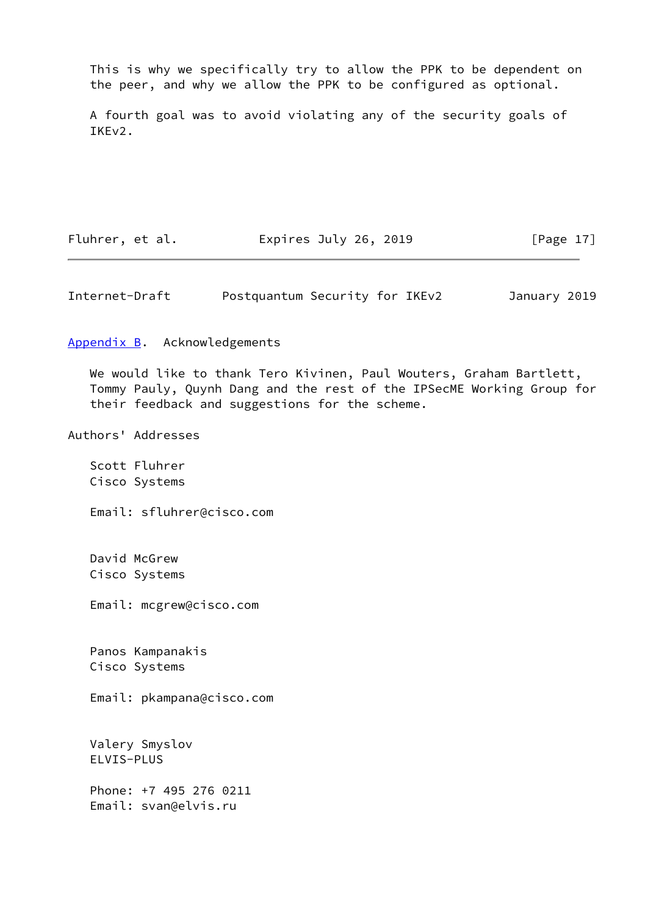This is why we specifically try to allow the PPK to be dependent on the peer, and why we allow the PPK to be configured as optional.

A fourth goal was to avoid violating any of the security goals of IKEv2.

## Appendix B. Acknowledgements

We would like to thank Tero Kivinen, Paul Wouters, Graham Bartlett, Tommy Pauly, Quynh Dang and the rest of the IPSecME Working Group for their feedback and suggestions for the scheme.

## Authors' Addresses

Scott Fluhrer
Cisco Systems

Email: sfluhrer@cisco.com

David McGrew
Cisco Systems

Email: mcgrew@cisco.com

Panos Kampanakis
Cisco Systems

Email: pkampana@cisco.com

Valery Smyslov
ELVIS-PLUS

Phone: +7 495 276 0211
Email: svan@elvis.ru